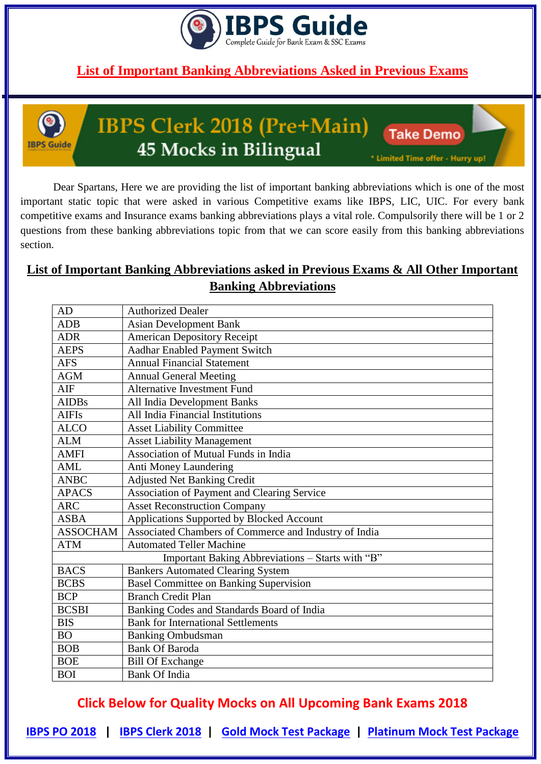# IBPS Guide

Complete Guide for Bank Exam & SSC Exams

## List of Important Banking Abbreviations Asked in Previous Exams

IBPS Clerk 2018 (Pre+Main) 45 Mocks in Bilingual — Take Demo — * Limited Time offer - Hurry up!

Dear Spartans, Here we are providing the list of important banking abbreviations which is one of the most important static topic that were asked in various Competitive exams like IBPS, LIC, UIC. For every bank competitive exams and Insurance exams banking abbreviations plays a vital role. Compulsorily there will be 1 or 2 questions from these banking abbreviations topic from that we can score easily from this banking abbreviations section.

## List of Important Banking Abbreviations asked in Previous Exams & All Other Important Banking Abbreviations

| | |
|---|---|
| AD | Authorized Dealer |
| ADB | Asian Development Bank |
| ADR | American Depository Receipt |
| AEPS | Aadhar Enabled Payment Switch |
| AFS | Annual Financial Statement |
| AGM | Annual General Meeting |
| AIF | Alternative Investment Fund |
| AIDBs | All India Development Banks |
| AIFIs | All India Financial Institutions |
| ALCO | Asset Liability Committee |
| ALM | Asset Liability Management |
| AMFI | Association of Mutual Funds in India |
| AML | Anti Money Laundering |
| ANBC | Adjusted Net Banking Credit |
| APACS | Association of Payment and Clearing Service |
| ARC | Asset Reconstruction Company |
| ASBA | Applications Supported by Blocked Account |
| ASSOCHAM | Associated Chambers of Commerce and Industry of India |
| ATM | Automated Teller Machine |
| Important Baking Abbreviations – Starts with "B" | |
| BACS | Bankers Automated Clearing System |
| BCBS | Basel Committee on Banking Supervision |
| BCP | Branch Credit Plan |
| BCSBI | Banking Codes and Standards Board of India |
| BIS | Bank for International Settlements |
| BO | Banking Ombudsman |
| BOB | Bank Of Baroda |
| BOE | Bill Of Exchange |
| BOI | Bank Of India |

**Click Below for Quality Mocks on All Upcoming Bank Exams 2018**

IBPS PO 2018 | IBPS Clerk 2018 | Gold Mock Test Package | Platinum Mock Test Package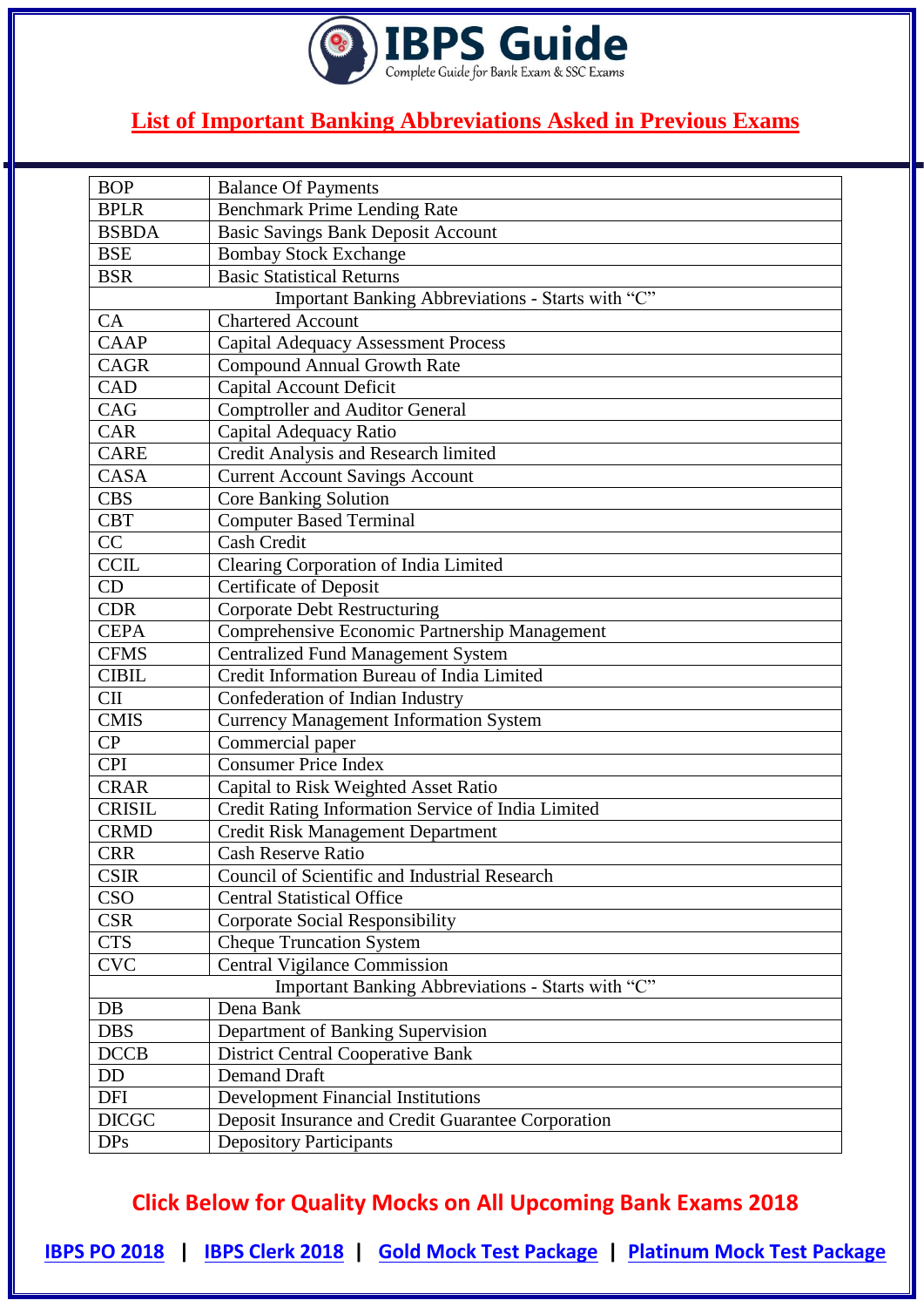## List of Important Banking Abbreviations Asked in Previous Exams

| | |
|---|---|
| BOP | Balance Of Payments |
| BPLR | Benchmark Prime Lending Rate |
| BSBDA | Basic Savings Bank Deposit Account |
| BSE | Bombay Stock Exchange |
| BSR | Basic Statistical Returns |
| Important Banking Abbreviations - Starts with "C" | |
| CA | Chartered Account |
| CAAP | Capital Adequacy Assessment Process |
| CAGR | Compound Annual Growth Rate |
| CAD | Capital Account Deficit |
| CAG | Comptroller and Auditor General |
| CAR | Capital Adequacy Ratio |
| CARE | Credit Analysis and Research limited |
| CASA | Current Account Savings Account |
| CBS | Core Banking Solution |
| CBT | Computer Based Terminal |
| CC | Cash Credit |
| CCIL | Clearing Corporation of India Limited |
| CD | Certificate of Deposit |
| CDR | Corporate Debt Restructuring |
| CEPA | Comprehensive Economic Partnership Management |
| CFMS | Centralized Fund Management System |
| CIBIL | Credit Information Bureau of India Limited |
| CII | Confederation of Indian Industry |
| CMIS | Currency Management Information System |
| CP | Commercial paper |
| CPI | Consumer Price Index |
| CRAR | Capital to Risk Weighted Asset Ratio |
| CRISIL | Credit Rating Information Service of India Limited |
| CRMD | Credit Risk Management Department |
| CRR | Cash Reserve Ratio |
| CSIR | Council of Scientific and Industrial Research |
| CSO | Central Statistical Office |
| CSR | Corporate Social Responsibility |
| CTS | Cheque Truncation System |
| CVC | Central Vigilance Commission |
| Important Banking Abbreviations - Starts with "C" | |
| DB | Dena Bank |
| DBS | Department of Banking Supervision |
| DCCB | District Central Cooperative Bank |
| DD | Demand Draft |
| DFI | Development Financial Institutions |
| DICGC | Deposit Insurance and Credit Guarantee Corporation |
| DPs | Depository Participants |

**Click Below for Quality Mocks on All Upcoming Bank Exams 2018**

**IBPS PO 2018** | **IBPS Clerk 2018** | **Gold Mock Test Package** | **Platinum Mock Test Package**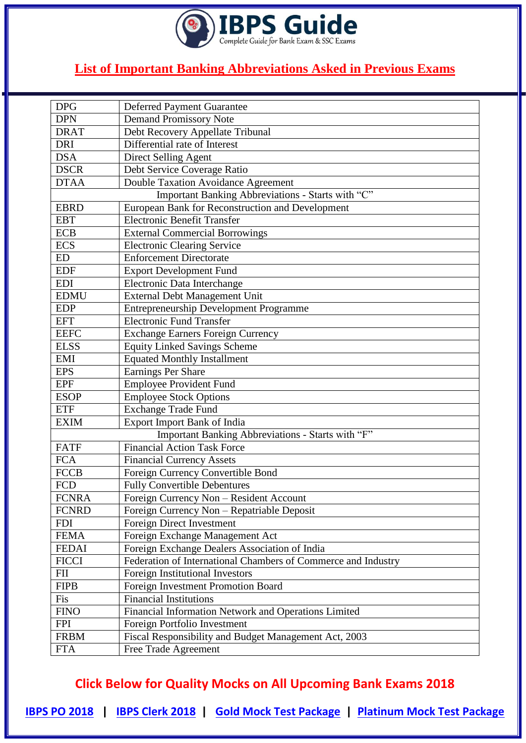## List of Important Banking Abbreviations Asked in Previous Exams

| | |
|---|---|
| DPG | Deferred Payment Guarantee |
| DPN | Demand Promissory Note |
| DRAT | Debt Recovery Appellate Tribunal |
| DRI | Differential rate of Interest |
| DSA | Direct Selling Agent |
| DSCR | Debt Service Coverage Ratio |
| DTAA | Double Taxation Avoidance Agreement |
| Important Banking Abbreviations - Starts with "C" | |
| EBRD | European Bank for Reconstruction and Development |
| EBT | Electronic Benefit Transfer |
| ECB | External Commercial Borrowings |
| ECS | Electronic Clearing Service |
| ED | Enforcement Directorate |
| EDF | Export Development Fund |
| EDI | Electronic Data Interchange |
| EDMU | External Debt Management Unit |
| EDP | Entrepreneurship Development Programme |
| EFT | Electronic Fund Transfer |
| EEFC | Exchange Earners Foreign Currency |
| ELSS | Equity Linked Savings Scheme |
| EMI | Equated Monthly Installment |
| EPS | Earnings Per Share |
| EPF | Employee Provident Fund |
| ESOP | Employee Stock Options |
| ETF | Exchange Trade Fund |
| EXIM | Export Import Bank of India |
| Important Banking Abbreviations - Starts with "F" | |
| FATF | Financial Action Task Force |
| FCA | Financial Currency Assets |
| FCCB | Foreign Currency Convertible Bond |
| FCD | Fully Convertible Debentures |
| FCNRA | Foreign Currency Non – Resident Account |
| FCNRD | Foreign Currency Non – Repatriable Deposit |
| FDI | Foreign Direct Investment |
| FEMA | Foreign Exchange Management Act |
| FEDAI | Foreign Exchange Dealers Association of India |
| FICCI | Federation of International Chambers of Commerce and Industry |
| FII | Foreign Institutional Investors |
| FIPB | Foreign Investment Promotion Board |
| Fis | Financial Institutions |
| FINO | Financial Information Network and Operations Limited |
| FPI | Foreign Portfolio Investment |
| FRBM | Fiscal Responsibility and Budget Management Act, 2003 |
| FTA | Free Trade Agreement |

**Click Below for Quality Mocks on All Upcoming Bank Exams 2018**

IBPS PO 2018 | IBPS Clerk 2018 | Gold Mock Test Package | Platinum Mock Test Package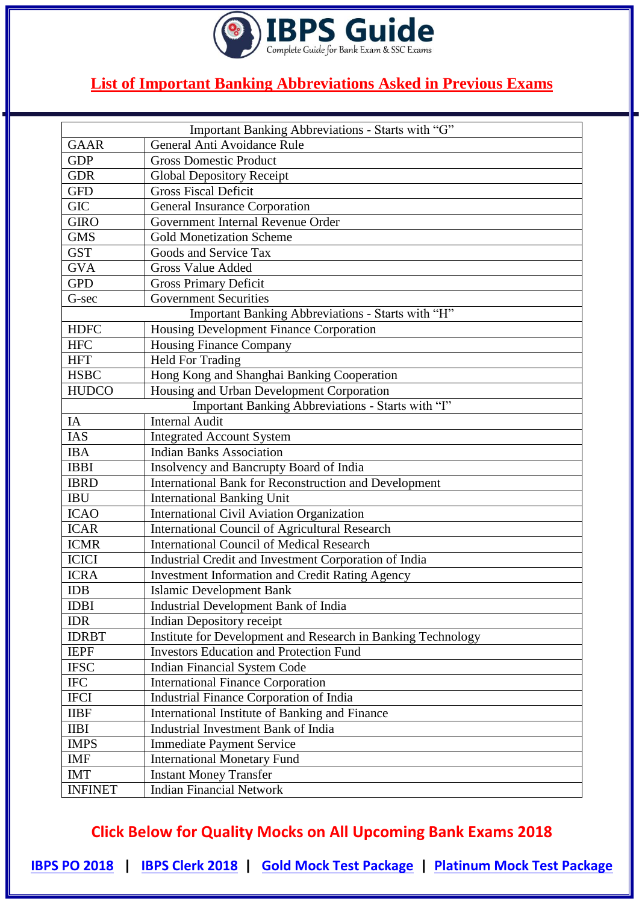## List of Important Banking Abbreviations Asked in Previous Exams

| Important Banking Abbreviations - Starts with "G" | |
|---|---|
| GAAR | General Anti Avoidance Rule |
| GDP | Gross Domestic Product |
| GDR | Global Depository Receipt |
| GFD | Gross Fiscal Deficit |
| GIC | General Insurance Corporation |
| GIRO | Government Internal Revenue Order |
| GMS | Gold Monetization Scheme |
| GST | Goods and Service Tax |
| GVA | Gross Value Added |
| GPD | Gross Primary Deficit |
| G-sec | Government Securities |
| **Important Banking Abbreviations - Starts with "H"** | |
| HDFC | Housing Development Finance Corporation |
| HFC | Housing Finance Company |
| HFT | Held For Trading |
| HSBC | Hong Kong and Shanghai Banking Cooperation |
| HUDCO | Housing and Urban Development Corporation |
| **Important Banking Abbreviations - Starts with "I"** | |
| IA | Internal Audit |
| IAS | Integrated Account System |
| IBA | Indian Banks Association |
| IBBI | Insolvency and Bancrupty Board of India |
| IBRD | International Bank for Reconstruction and Development |
| IBU | International Banking Unit |
| ICAO | International Civil Aviation Organization |
| ICAR | International Council of Agricultural Research |
| ICMR | International Council of Medical Research |
| ICICI | Industrial Credit and Investment Corporation of India |
| ICRA | Investment Information and Credit Rating Agency |
| IDB | Islamic Development Bank |
| IDBI | Industrial Development Bank of India |
| IDR | Indian Depository receipt |
| IDRBT | Institute for Development and Research in Banking Technology |
| IEPF | Investors Education and Protection Fund |
| IFSC | Indian Financial System Code |
| IFC | International Finance Corporation |
| IFCI | Industrial Finance Corporation of India |
| IIBF | International Institute of Banking and Finance |
| IIBI | Industrial Investment Bank of India |
| IMPS | Immediate Payment Service |
| IMF | International Monetary Fund |
| IMT | Instant Money Transfer |
| INFINET | Indian Financial Network |

**Click Below for Quality Mocks on All Upcoming Bank Exams 2018**

IBPS PO 2018 | IBPS Clerk 2018 | Gold Mock Test Package | Platinum Mock Test Package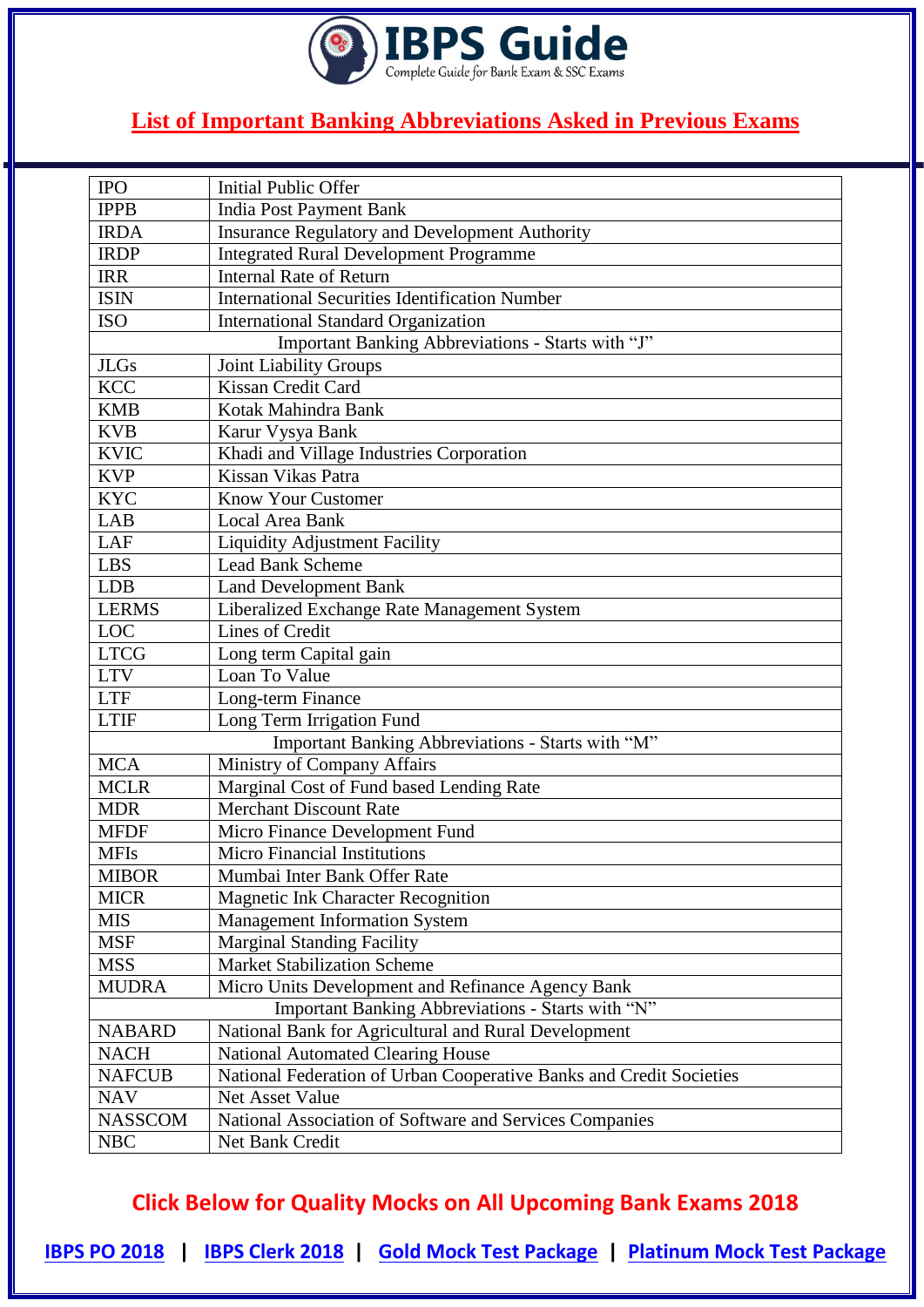## List of Important Banking Abbreviations Asked in Previous Exams

| | |
|---|---|
| IPO | Initial Public Offer |
| IPPB | India Post Payment Bank |
| IRDA | Insurance Regulatory and Development Authority |
| IRDP | Integrated Rural Development Programme |
| IRR | Internal Rate of Return |
| ISIN | International Securities Identification Number |
| ISO | International Standard Organization |
| Important Banking Abbreviations - Starts with "J" | |
| JLGs | Joint Liability Groups |
| KCC | Kissan Credit Card |
| KMB | Kotak Mahindra Bank |
| KVB | Karur Vysya Bank |
| KVIC | Khadi and Village Industries Corporation |
| KVP | Kissan Vikas Patra |
| KYC | Know Your Customer |
| LAB | Local Area Bank |
| LAF | Liquidity Adjustment Facility |
| LBS | Lead Bank Scheme |
| LDB | Land Development Bank |
| LERMS | Liberalized Exchange Rate Management System |
| LOC | Lines of Credit |
| LTCG | Long term Capital gain |
| LTV | Loan To Value |
| LTF | Long-term Finance |
| LTIF | Long Term Irrigation Fund |
| Important Banking Abbreviations - Starts with "M" | |
| MCA | Ministry of Company Affairs |
| MCLR | Marginal Cost of Fund based Lending Rate |
| MDR | Merchant Discount Rate |
| MFDF | Micro Finance Development Fund |
| MFIs | Micro Financial Institutions |
| MIBOR | Mumbai Inter Bank Offer Rate |
| MICR | Magnetic Ink Character Recognition |
| MIS | Management Information System |
| MSF | Marginal Standing Facility |
| MSS | Market Stabilization Scheme |
| MUDRA | Micro Units Development and Refinance Agency Bank |
| Important Banking Abbreviations - Starts with "N" | |
| NABARD | National Bank for Agricultural and Rural Development |
| NACH | National Automated Clearing House |
| NAFCUB | National Federation of Urban Cooperative Banks and Credit Societies |
| NAV | Net Asset Value |
| NASSCOM | National Association of Software and Services Companies |
| NBC | Net Bank Credit |

**Click Below for Quality Mocks on All Upcoming Bank Exams 2018**

IBPS PO 2018 | IBPS Clerk 2018 | Gold Mock Test Package | Platinum Mock Test Package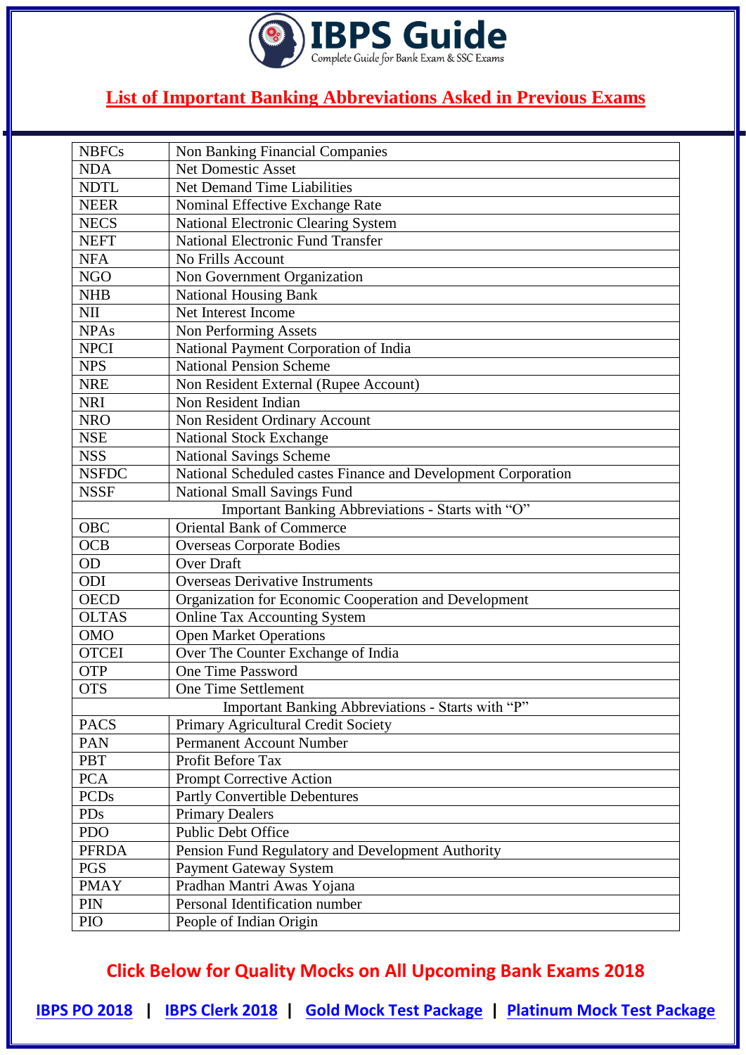# IBPS Guide

Complete Guide for Bank Exam & SSC Exams

## List of Important Banking Abbreviations Asked in Previous Exams

| | |
|---|---|
| NBFCs | Non Banking Financial Companies |
| NDA | Net Domestic Asset |
| NDTL | Net Demand Time Liabilities |
| NEER | Nominal Effective Exchange Rate |
| NECS | National Electronic Clearing System |
| NEFT | National Electronic Fund Transfer |
| NFA | No Frills Account |
| NGO | Non Government Organization |
| NHB | National Housing Bank |
| NII | Net Interest Income |
| NPAs | Non Performing Assets |
| NPCI | National Payment Corporation of India |
| NPS | National Pension Scheme |
| NRE | Non Resident External (Rupee Account) |
| NRI | Non Resident Indian |
| NRO | Non Resident Ordinary Account |
| NSE | National Stock Exchange |
| NSS | National Savings Scheme |
| NSFDC | National Scheduled castes Finance and Development Corporation |
| NSSF | National Small Savings Fund |
| Important Banking Abbreviations - Starts with "O" | |
| OBC | Oriental Bank of Commerce |
| OCB | Overseas Corporate Bodies |
| OD | Over Draft |
| ODI | Overseas Derivative Instruments |
| OECD | Organization for Economic Cooperation and Development |
| OLTAS | Online Tax Accounting System |
| OMO | Open Market Operations |
| OTCEI | Over The Counter Exchange of India |
| OTP | One Time Password |
| OTS | One Time Settlement |
| Important Banking Abbreviations - Starts with "P" | |
| PACS | Primary Agricultural Credit Society |
| PAN | Permanent Account Number |
| PBT | Profit Before Tax |
| PCA | Prompt Corrective Action |
| PCDs | Partly Convertible Debentures |
| PDs | Primary Dealers |
| PDO | Public Debt Office |
| PFRDA | Pension Fund Regulatory and Development Authority |
| PGS | Payment Gateway System |
| PMAY | Pradhan Mantri Awas Yojana |
| PIN | Personal Identification number |
| PIO | People of Indian Origin |

**Click Below for Quality Mocks on All Upcoming Bank Exams 2018**

IBPS PO 2018 | IBPS Clerk 2018 | Gold Mock Test Package | Platinum Mock Test Package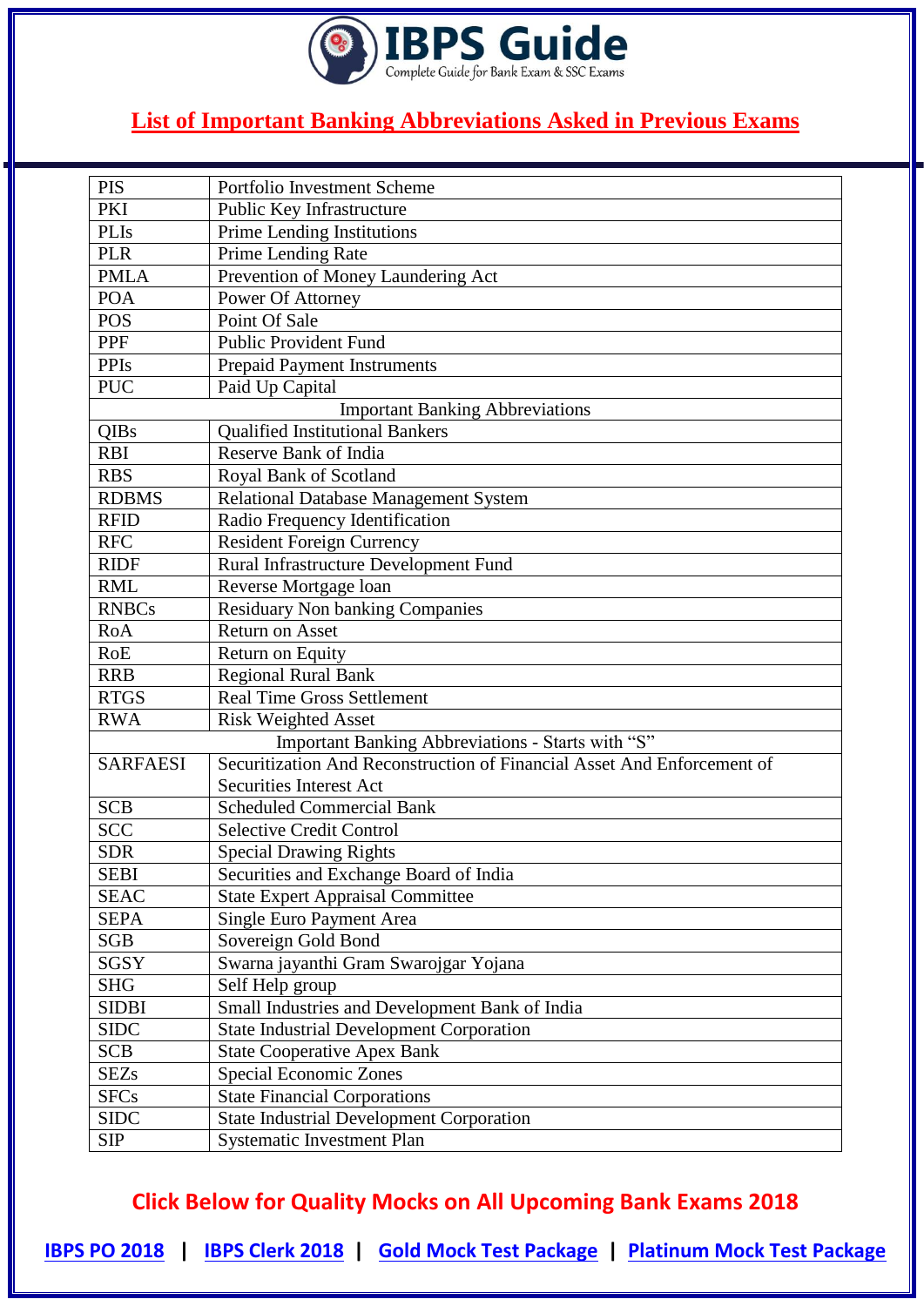## List of Important Banking Abbreviations Asked in Previous Exams

| | |
|---|---|
| PIS | Portfolio Investment Scheme |
| PKI | Public Key Infrastructure |
| PLIs | Prime Lending Institutions |
| PLR | Prime Lending Rate |
| PMLA | Prevention of Money Laundering Act |
| POA | Power Of Attorney |
| POS | Point Of Sale |
| PPF | Public Provident Fund |
| PPIs | Prepaid Payment Instruments |
| PUC | Paid Up Capital |
| Important Banking Abbreviations | |
| QIBs | Qualified Institutional Bankers |
| RBI | Reserve Bank of India |
| RBS | Royal Bank of Scotland |
| RDBMS | Relational Database Management System |
| RFID | Radio Frequency Identification |
| RFC | Resident Foreign Currency |
| RIDF | Rural Infrastructure Development Fund |
| RML | Reverse Mortgage loan |
| RNBCs | Residuary Non banking Companies |
| RoA | Return on Asset |
| RoE | Return on Equity |
| RRB | Regional Rural Bank |
| RTGS | Real Time Gross Settlement |
| RWA | Risk Weighted Asset |
| Important Banking Abbreviations - Starts with "S" | |
| SARFAESI | Securitization And Reconstruction of Financial Asset And Enforcement of Securities Interest Act |
| SCB | Scheduled Commercial Bank |
| SCC | Selective Credit Control |
| SDR | Special Drawing Rights |
| SEBI | Securities and Exchange Board of India |
| SEAC | State Expert Appraisal Committee |
| SEPA | Single Euro Payment Area |
| SGB | Sovereign Gold Bond |
| SGSY | Swarna jayanthi Gram Swarojgar Yojana |
| SHG | Self Help group |
| SIDBI | Small Industries and Development Bank of India |
| SIDC | State Industrial Development Corporation |
| SCB | State Cooperative Apex Bank |
| SEZs | Special Economic Zones |
| SFCs | State Financial Corporations |
| SIDC | State Industrial Development Corporation |
| SIP | Systematic Investment Plan |

**Click Below for Quality Mocks on All Upcoming Bank Exams 2018**

**IBPS PO 2018 | IBPS Clerk 2018 | Gold Mock Test Package | Platinum Mock Test Package**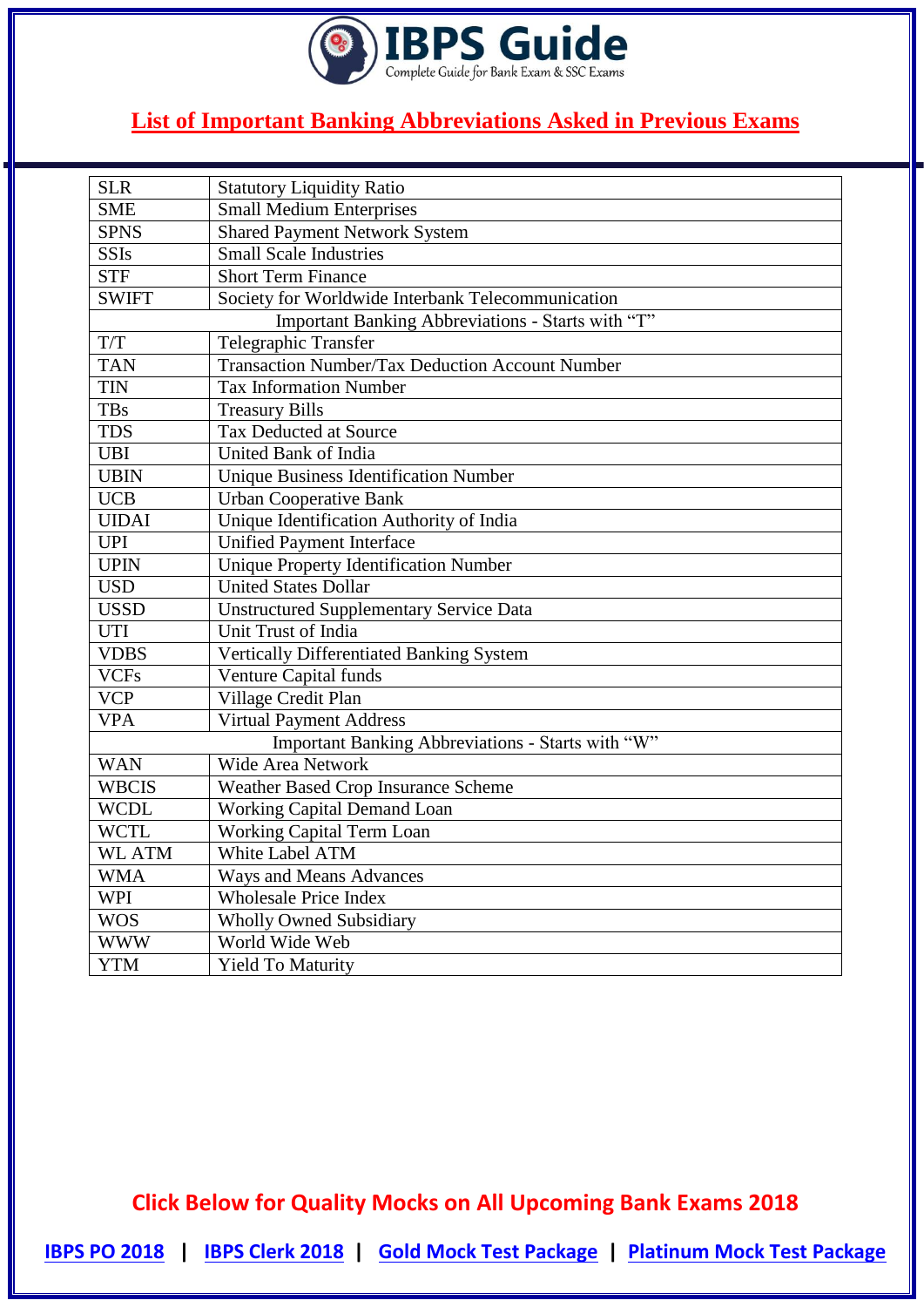## List of Important Banking Abbreviations Asked in Previous Exams

| | |
|---|---|
| SLR | Statutory Liquidity Ratio |
| SME | Small Medium Enterprises |
| SPNS | Shared Payment Network System |
| SSIs | Small Scale Industries |
| STF | Short Term Finance |
| SWIFT | Society for Worldwide Interbank Telecommunication |
| Important Banking Abbreviations - Starts with "T" | |
| T/T | Telegraphic Transfer |
| TAN | Transaction Number/Tax Deduction Account Number |
| TIN | Tax Information Number |
| TBs | Treasury Bills |
| TDS | Tax Deducted at Source |
| UBI | United Bank of India |
| UBIN | Unique Business Identification Number |
| UCB | Urban Cooperative Bank |
| UIDAI | Unique Identification Authority of India |
| UPI | Unified Payment Interface |
| UPIN | Unique Property Identification Number |
| USD | United States Dollar |
| USSD | Unstructured Supplementary Service Data |
| UTI | Unit Trust of India |
| VDBS | Vertically Differentiated Banking System |
| VCFs | Venture Capital funds |
| VCP | Village Credit Plan |
| VPA | Virtual Payment Address |
| Important Banking Abbreviations - Starts with "W" | |
| WAN | Wide Area Network |
| WBCIS | Weather Based Crop Insurance Scheme |
| WCDL | Working Capital Demand Loan |
| WCTL | Working Capital Term Loan |
| WL ATM | White Label ATM |
| WMA | Ways and Means Advances |
| WPI | Wholesale Price Index |
| WOS | Wholly Owned Subsidiary |
| WWW | World Wide Web |
| YTM | Yield To Maturity |

**Click Below for Quality Mocks on All Upcoming Bank Exams 2018**

IBPS PO 2018 | IBPS Clerk 2018 | Gold Mock Test Package | Platinum Mock Test Package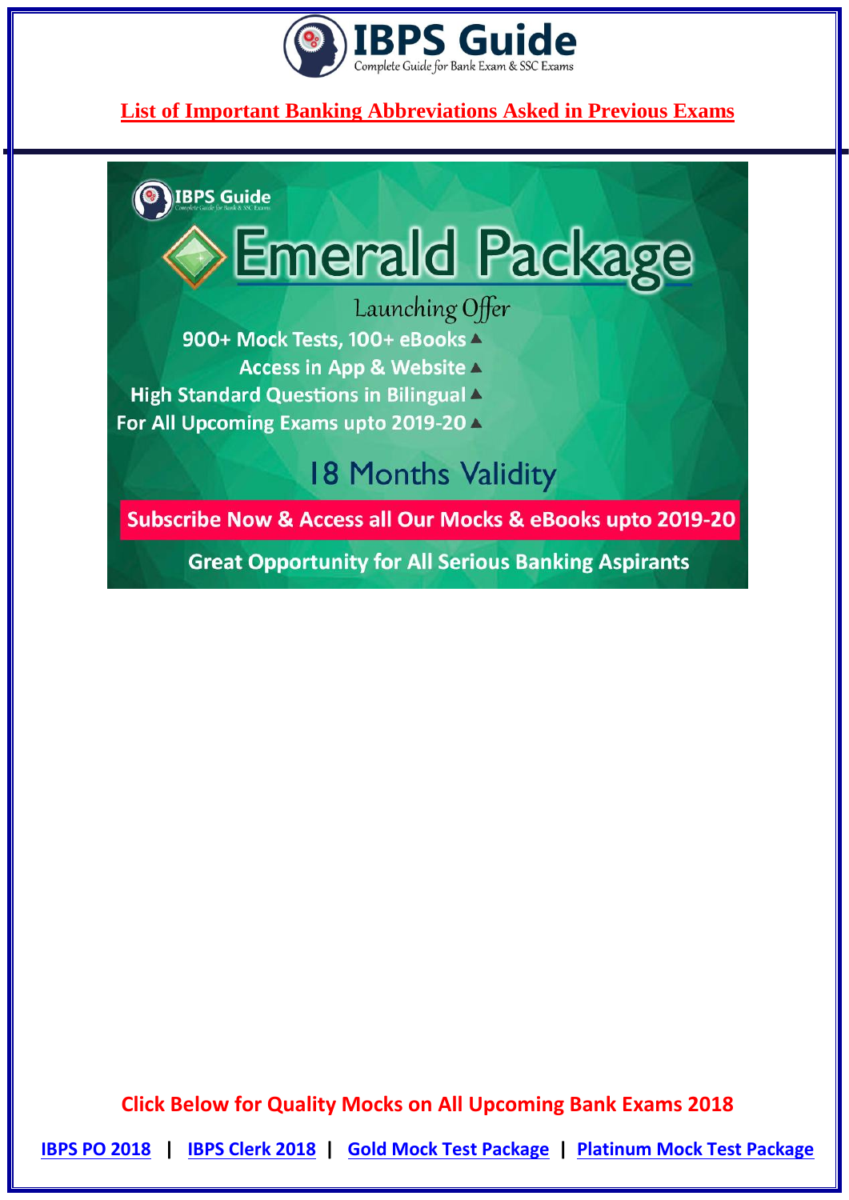**Click Below for Quality Mocks on All Upcoming Bank Exams 2018**

**IBPS PO 2018** | **IBPS Clerk 2018** | **Gold Mock Test Package** | **Platinum Mock Test Package**